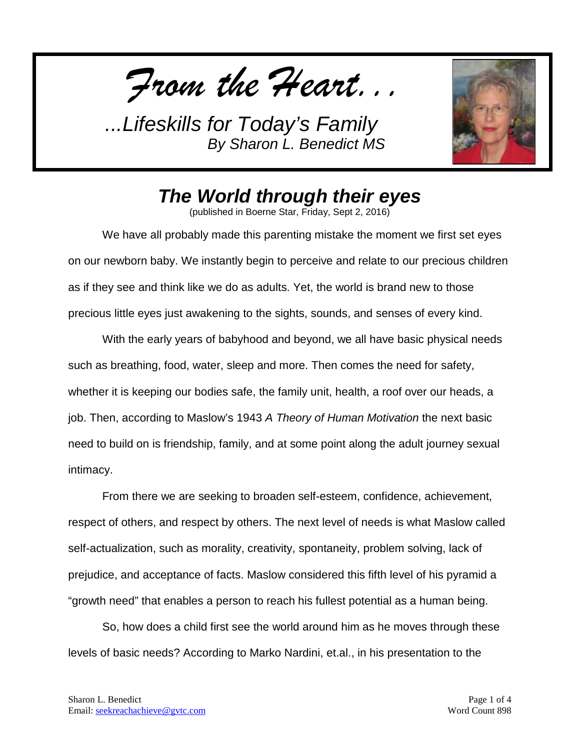*From the Heart...*

*...Lifeskills for Today's Family*
*By Sharon L. Benedict MS*

# The World through their eyes

(published in Boerne Star, Friday, Sept 2, 2016)

We have all probably made this parenting mistake the moment we first set eyes on our newborn baby. We instantly begin to perceive and relate to our precious children as if they see and think like we do as adults. Yet, the world is brand new to those precious little eyes just awakening to the sights, sounds, and senses of every kind.

With the early years of babyhood and beyond, we all have basic physical needs such as breathing, food, water, sleep and more. Then comes the need for safety, whether it is keeping our bodies safe, the family unit, health, a roof over our heads, a job. Then, according to Maslow's 1943 *A Theory of Human Motivation* the next basic need to build on is friendship, family, and at some point along the adult journey sexual intimacy.

From there we are seeking to broaden self-esteem, confidence, achievement, respect of others, and respect by others. The next level of needs is what Maslow called self-actualization, such as morality, creativity, spontaneity, problem solving, lack of prejudice, and acceptance of facts. Maslow considered this fifth level of his pyramid a "growth need" that enables a person to reach his fullest potential as a human being.

So, how does a child first see the world around him as he moves through these levels of basic needs? According to Marko Nardini, et.al., in his presentation to the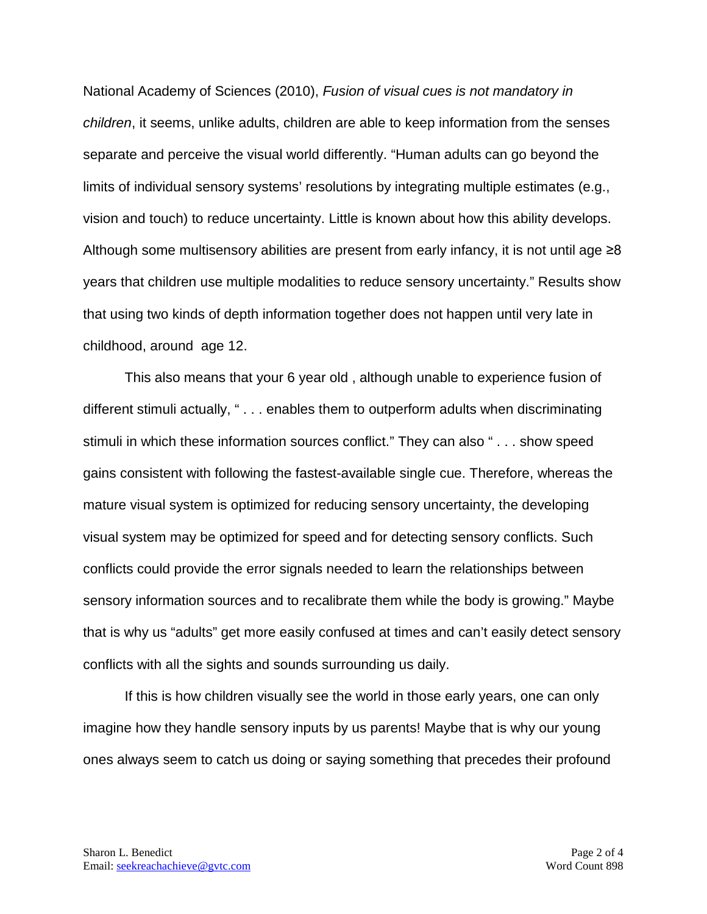National Academy of Sciences (2010), *Fusion of visual cues is not mandatory in children*, it seems, unlike adults, children are able to keep information from the senses separate and perceive the visual world differently. "Human adults can go beyond the limits of individual sensory systems' resolutions by integrating multiple estimates (e.g., vision and touch) to reduce uncertainty. Little is known about how this ability develops. Although some multisensory abilities are present from early infancy, it is not until age ≥8 years that children use multiple modalities to reduce sensory uncertainty." Results show that using two kinds of depth information together does not happen until very late in childhood, around age 12.

This also means that your 6 year old , although unable to experience fusion of different stimuli actually, " . . . enables them to outperform adults when discriminating stimuli in which these information sources conflict." They can also " . . . show speed gains consistent with following the fastest-available single cue. Therefore, whereas the mature visual system is optimized for reducing sensory uncertainty, the developing visual system may be optimized for speed and for detecting sensory conflicts. Such conflicts could provide the error signals needed to learn the relationships between sensory information sources and to recalibrate them while the body is growing." Maybe that is why us "adults" get more easily confused at times and can't easily detect sensory conflicts with all the sights and sounds surrounding us daily.

If this is how children visually see the world in those early years, one can only imagine how they handle sensory inputs by us parents! Maybe that is why our young ones always seem to catch us doing or saying something that precedes their profound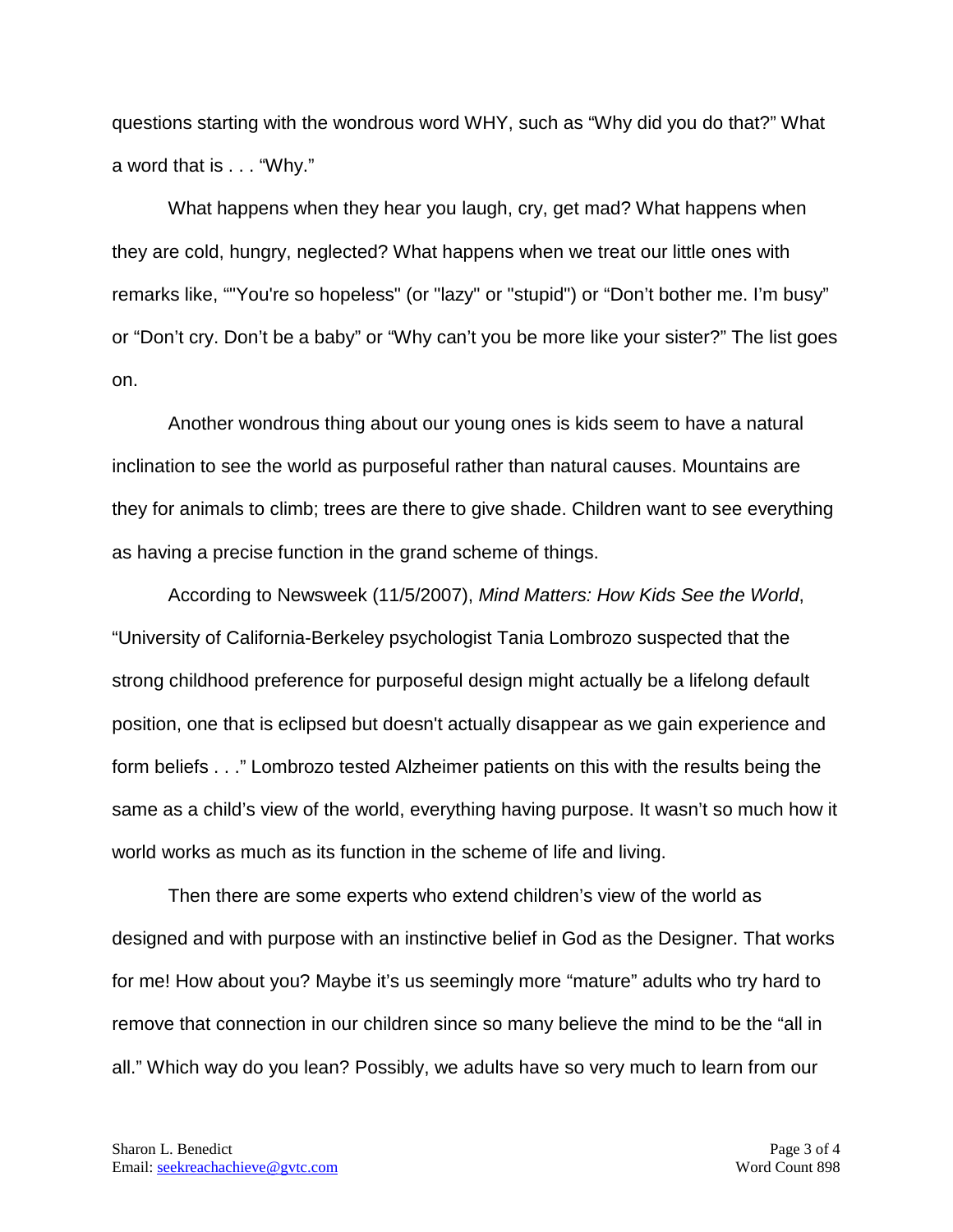questions starting with the wondrous word WHY, such as "Why did you do that?" What a word that is . . . "Why."

What happens when they hear you laugh, cry, get mad? What happens when they are cold, hungry, neglected? What happens when we treat our little ones with remarks like, ""You're so hopeless" (or "lazy" or "stupid") or "Don't bother me. I'm busy" or "Don't cry. Don't be a baby" or "Why can't you be more like your sister?" The list goes on.

Another wondrous thing about our young ones is kids seem to have a natural inclination to see the world as purposeful rather than natural causes. Mountains are they for animals to climb; trees are there to give shade. Children want to see everything as having a precise function in the grand scheme of things.

According to Newsweek (11/5/2007), *Mind Matters: How Kids See the World*, "University of California-Berkeley psychologist Tania Lombrozo suspected that the strong childhood preference for purposeful design might actually be a lifelong default position, one that is eclipsed but doesn't actually disappear as we gain experience and form beliefs . . ." Lombrozo tested Alzheimer patients on this with the results being the same as a child's view of the world, everything having purpose. It wasn't so much how it world works as much as its function in the scheme of life and living.

Then there are some experts who extend children's view of the world as designed and with purpose with an instinctive belief in God as the Designer. That works for me! How about you? Maybe it's us seemingly more "mature" adults who try hard to remove that connection in our children since so many believe the mind to be the "all in all." Which way do you lean? Possibly, we adults have so very much to learn from our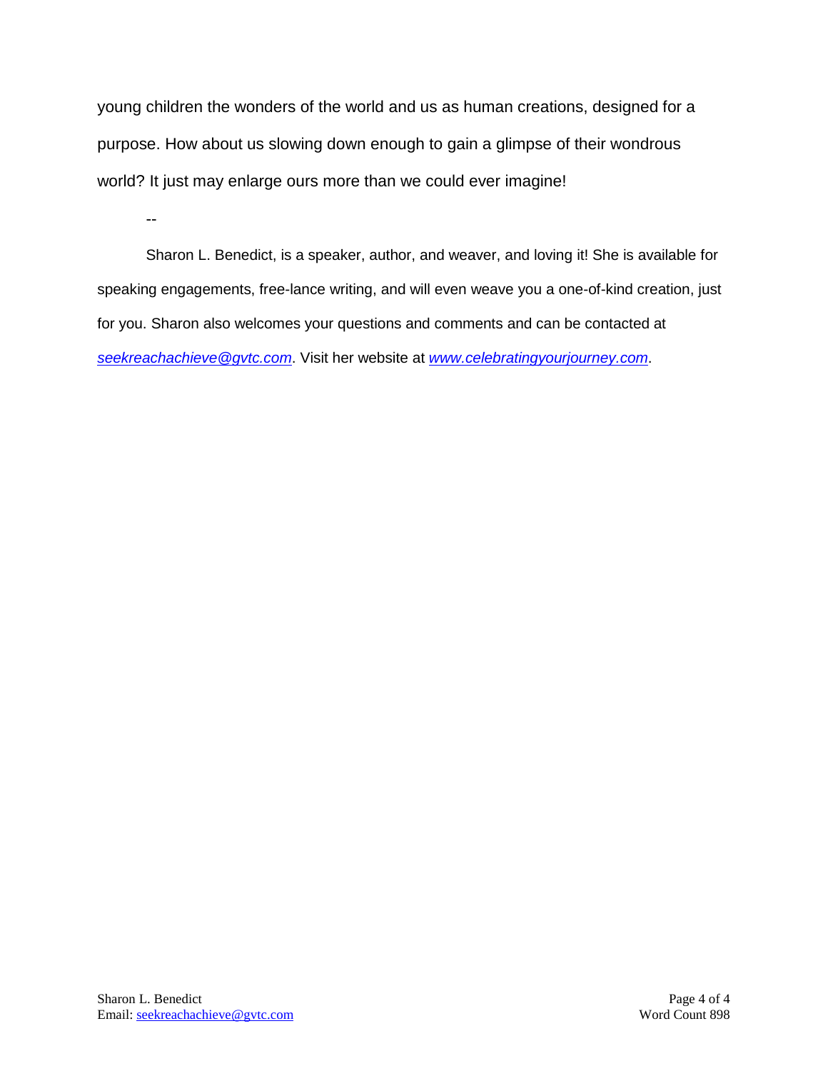young children the wonders of the world and us as human creations, designed for a purpose. How about us slowing down enough to gain a glimpse of their wondrous world? It just may enlarge ours more than we could ever imagine!

--

Sharon L. Benedict, is a speaker, author, and weaver, and loving it! She is available for speaking engagements, free-lance writing, and will even weave you a one-of-kind creation, just for you. Sharon also welcomes your questions and comments and can be contacted at *seekreachachieve@gvtc.com*. Visit her website at *www.celebratingyourjourney.com*.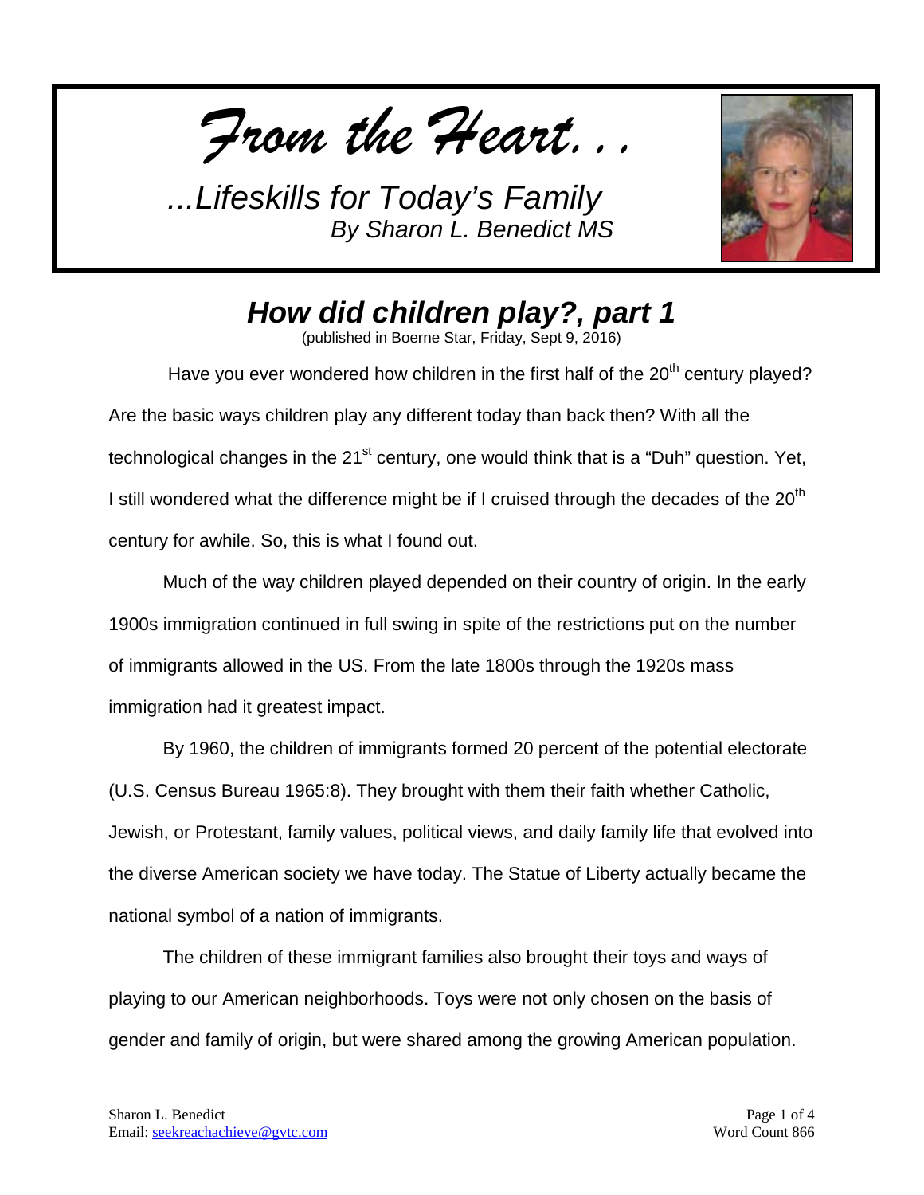*From the Heart...*

*...Lifeskills for Today's Family*
*By Sharon L. Benedict MS*

# *How did children play?, part 1*

(published in Boerne Star, Friday, Sept 9, 2016)

Have you ever wondered how children in the first half of the 20th century played? Are the basic ways children play any different today than back then? With all the technological changes in the 21st century, one would think that is a "Duh" question. Yet, I still wondered what the difference might be if I cruised through the decades of the 20th century for awhile. So, this is what I found out.

Much of the way children played depended on their country of origin. In the early 1900s immigration continued in full swing in spite of the restrictions put on the number of immigrants allowed in the US. From the late 1800s through the 1920s mass immigration had it greatest impact.

By 1960, the children of immigrants formed 20 percent of the potential electorate (U.S. Census Bureau 1965:8). They brought with them their faith whether Catholic, Jewish, or Protestant, family values, political views, and daily family life that evolved into the diverse American society we have today. The Statue of Liberty actually became the national symbol of a nation of immigrants.

The children of these immigrant families also brought their toys and ways of playing to our American neighborhoods. Toys were not only chosen on the basis of gender and family of origin, but were shared among the growing American population.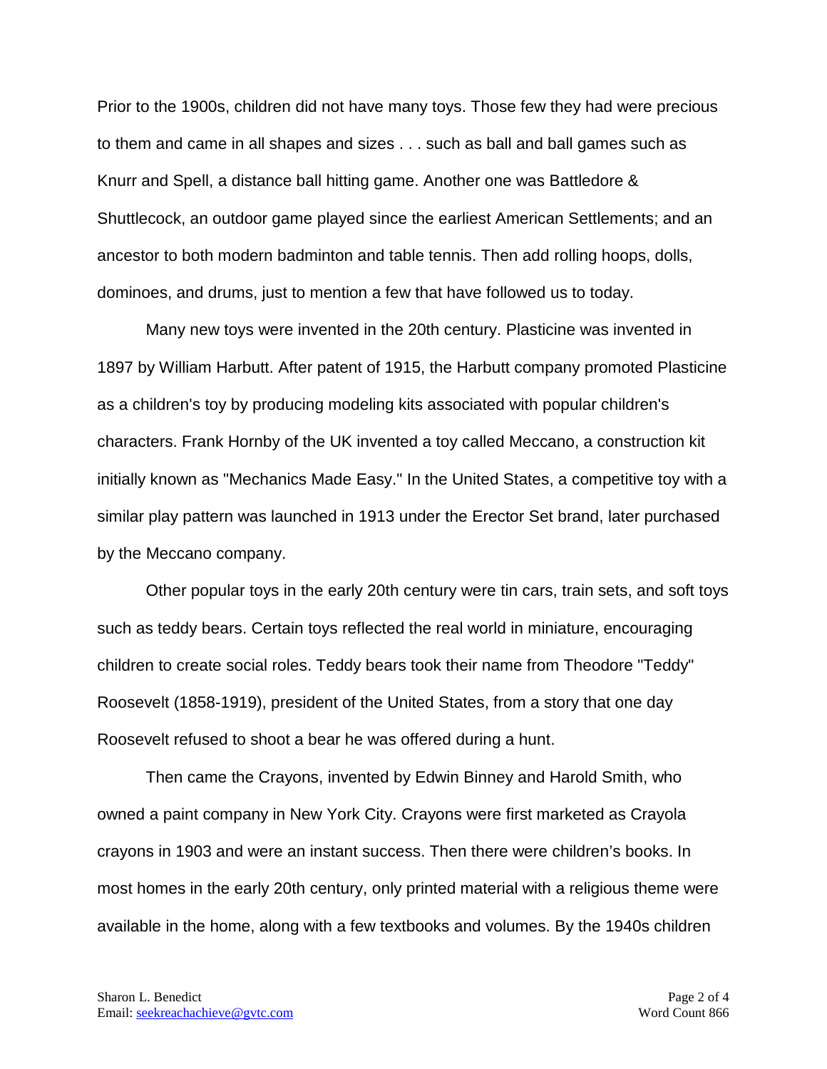Prior to the 1900s, children did not have many toys. Those few they had were precious to them and came in all shapes and sizes . . . such as ball and ball games such as Knurr and Spell, a distance ball hitting game. Another one was Battledore & Shuttlecock, an outdoor game played since the earliest American Settlements; and an ancestor to both modern badminton and table tennis. Then add rolling hoops, dolls, dominoes, and drums, just to mention a few that have followed us to today.

Many new toys were invented in the 20th century. Plasticine was invented in 1897 by William Harbutt. After patent of 1915, the Harbutt company promoted Plasticine as a children's toy by producing modeling kits associated with popular children's characters. Frank Hornby of the UK invented a toy called Meccano, a construction kit initially known as "Mechanics Made Easy." In the United States, a competitive toy with a similar play pattern was launched in 1913 under the Erector Set brand, later purchased by the Meccano company.

Other popular toys in the early 20th century were tin cars, train sets, and soft toys such as teddy bears. Certain toys reflected the real world in miniature, encouraging children to create social roles. Teddy bears took their name from Theodore "Teddy" Roosevelt (1858-1919), president of the United States, from a story that one day Roosevelt refused to shoot a bear he was offered during a hunt.

Then came the Crayons, invented by Edwin Binney and Harold Smith, who owned a paint company in New York City. Crayons were first marketed as Crayola crayons in 1903 and were an instant success. Then there were children's books. In most homes in the early 20th century, only printed material with a religious theme were available in the home, along with a few textbooks and volumes. By the 1940s children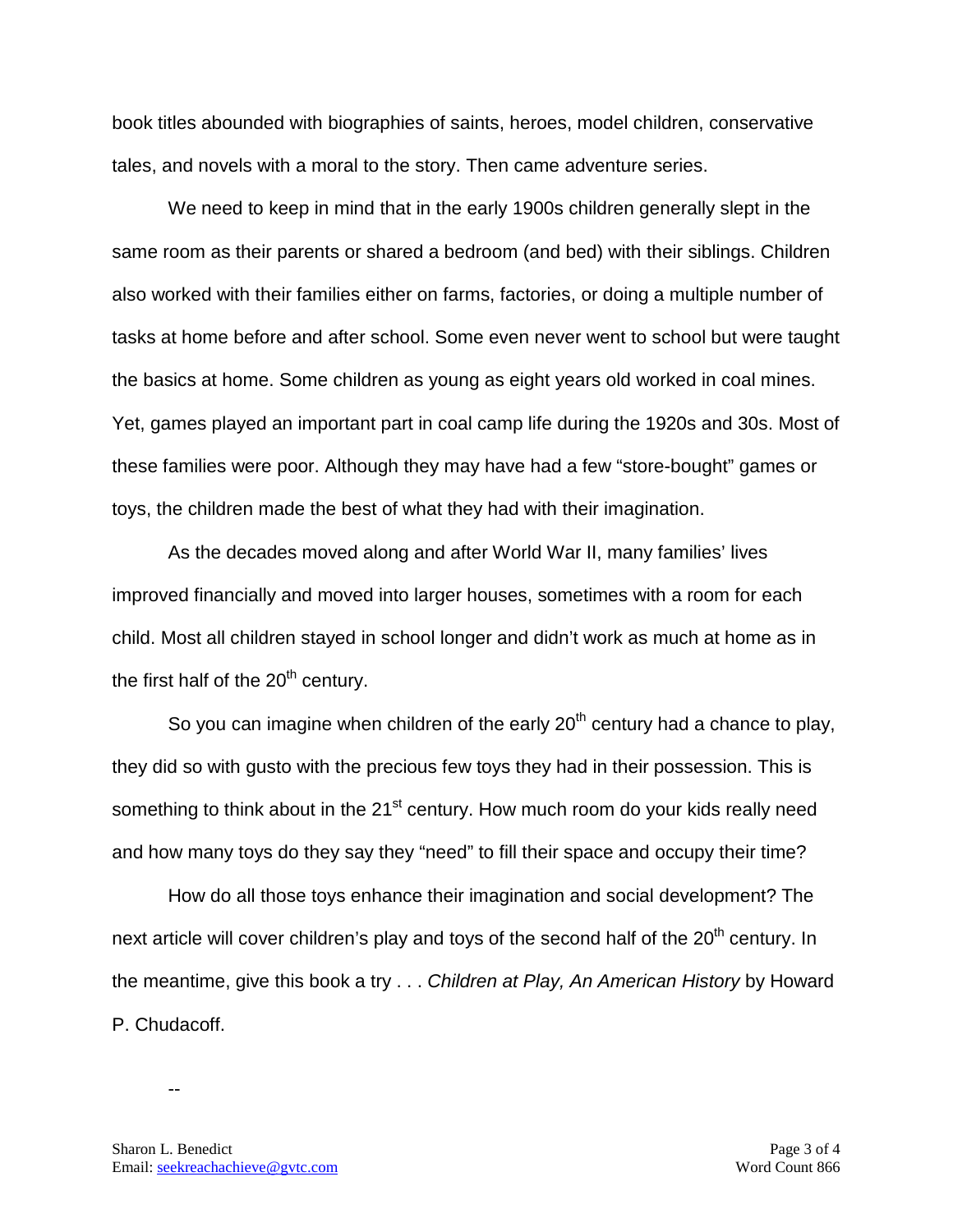book titles abounded with biographies of saints, heroes, model children, conservative tales, and novels with a moral to the story. Then came adventure series.

We need to keep in mind that in the early 1900s children generally slept in the same room as their parents or shared a bedroom (and bed) with their siblings. Children also worked with their families either on farms, factories, or doing a multiple number of tasks at home before and after school. Some even never went to school but were taught the basics at home. Some children as young as eight years old worked in coal mines. Yet, games played an important part in coal camp life during the 1920s and 30s. Most of these families were poor. Although they may have had a few "store-bought" games or toys, the children made the best of what they had with their imagination.

As the decades moved along and after World War II, many families' lives improved financially and moved into larger houses, sometimes with a room for each child. Most all children stayed in school longer and didn't work as much at home as in the first half of the 20th century.

So you can imagine when children of the early 20th century had a chance to play, they did so with gusto with the precious few toys they had in their possession. This is something to think about in the 21st century. How much room do your kids really need and how many toys do they say they "need" to fill their space and occupy their time?

How do all those toys enhance their imagination and social development? The next article will cover children's play and toys of the second half of the 20th century. In the meantime, give this book a try . . . *Children at Play, An American History* by Howard P. Chudacoff.

--

Sharon L. Benedict
Email: seekreachachieve@gvtc.com
Word Count 866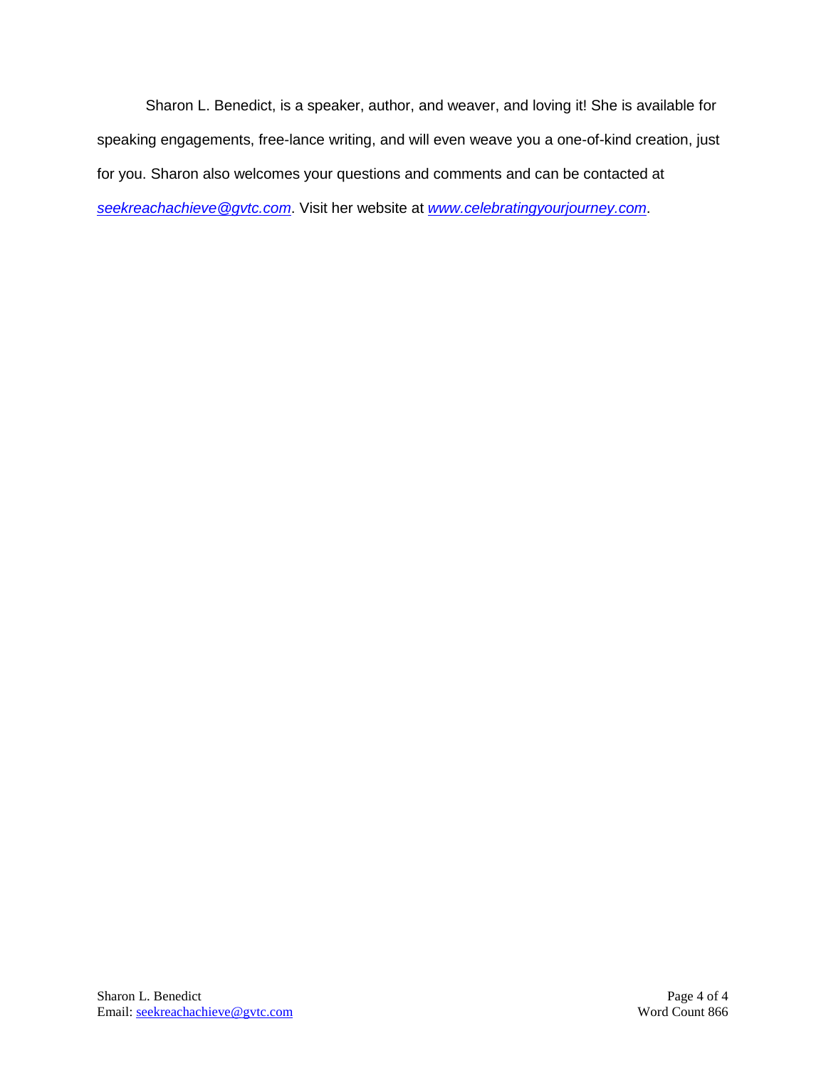Sharon L. Benedict, is a speaker, author, and weaver, and loving it! She is available for speaking engagements, free-lance writing, and will even weave you a one-of-kind creation, just for you. Sharon also welcomes your questions and comments and can be contacted at *seekreachachieve@gvtc.com*. Visit her website at *www.celebratingyourjourney.com*.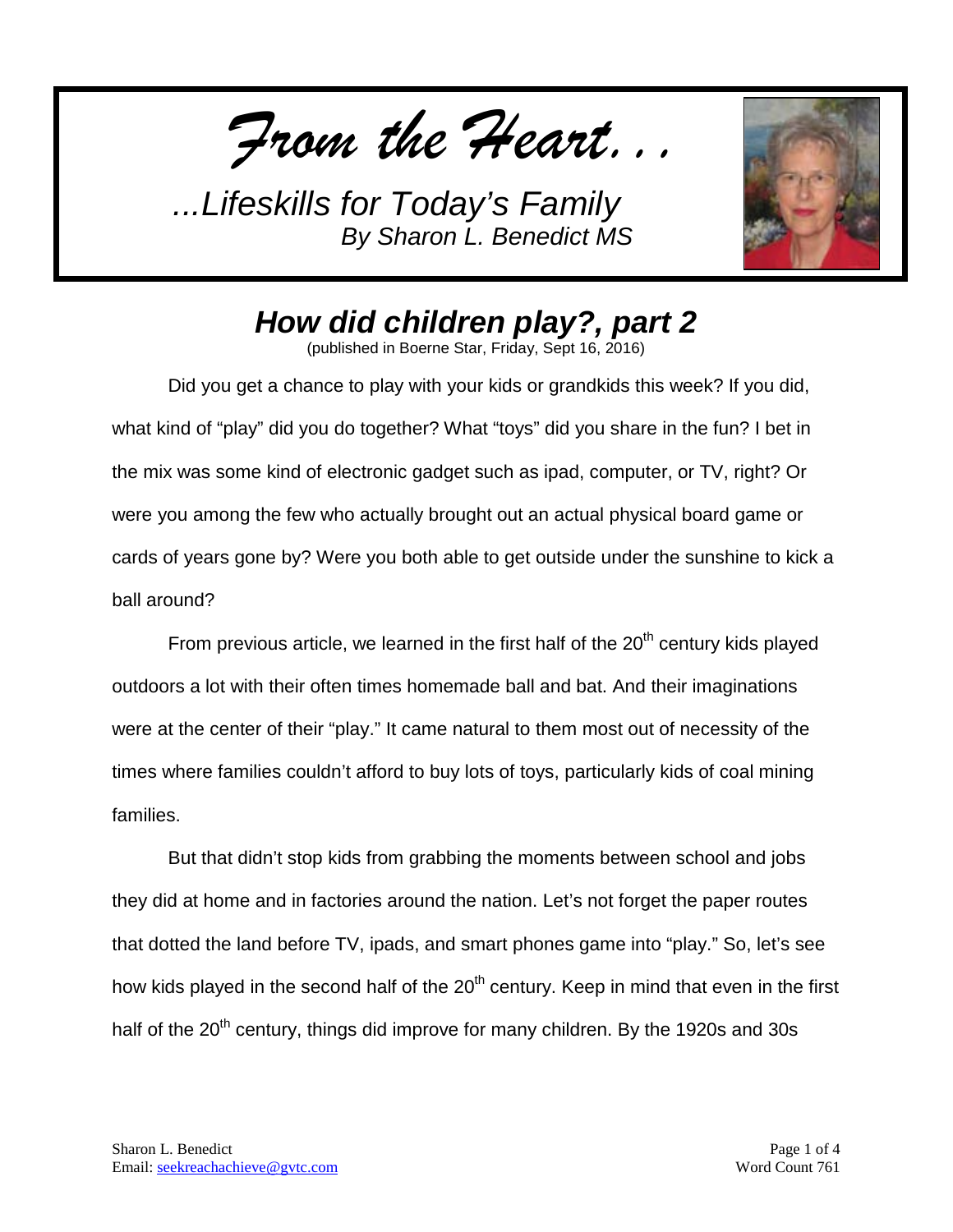*From the Heart...*

*...Lifeskills for Today's Family*
*By Sharon L. Benedict MS*

## *How did children play?, part 2*

(published in Boerne Star, Friday, Sept 16, 2016)

Did you get a chance to play with your kids or grandkids this week? If you did, what kind of "play" did you do together? What "toys" did you share in the fun? I bet in the mix was some kind of electronic gadget such as ipad, computer, or TV, right? Or were you among the few who actually brought out an actual physical board game or cards of years gone by? Were you both able to get outside under the sunshine to kick a ball around?

From previous article, we learned in the first half of the 20th century kids played outdoors a lot with their often times homemade ball and bat. And their imaginations were at the center of their "play." It came natural to them most out of necessity of the times where families couldn't afford to buy lots of toys, particularly kids of coal mining families.

But that didn't stop kids from grabbing the moments between school and jobs they did at home and in factories around the nation. Let's not forget the paper routes that dotted the land before TV, ipads, and smart phones game into "play." So, let's see how kids played in the second half of the 20th century. Keep in mind that even in the first half of the 20th century, things did improve for many children. By the 1920s and 30s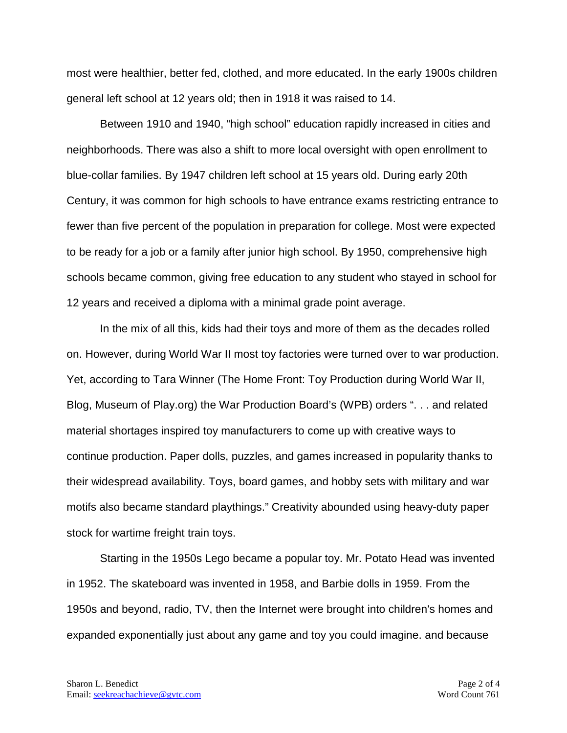most were healthier, better fed, clothed, and more educated. In the early 1900s children general left school at 12 years old; then in 1918 it was raised to 14.

Between 1910 and 1940, "high school" education rapidly increased in cities and neighborhoods. There was also a shift to more local oversight with open enrollment to blue-collar families. By 1947 children left school at 15 years old. During early 20th Century, it was common for high schools to have entrance exams restricting entrance to fewer than five percent of the population in preparation for college. Most were expected to be ready for a job or a family after junior high school. By 1950, comprehensive high schools became common, giving free education to any student who stayed in school for 12 years and received a diploma with a minimal grade point average.

In the mix of all this, kids had their toys and more of them as the decades rolled on. However, during World War II most toy factories were turned over to war production. Yet, according to Tara Winner (The Home Front: Toy Production during World War II, Blog, Museum of Play.org) the War Production Board's (WPB) orders ". . . and related material shortages inspired toy manufacturers to come up with creative ways to continue production. Paper dolls, puzzles, and games increased in popularity thanks to their widespread availability. Toys, board games, and hobby sets with military and war motifs also became standard playthings." Creativity abounded using heavy-duty paper stock for wartime freight train toys.

Starting in the 1950s Lego became a popular toy. Mr. Potato Head was invented in 1952. The skateboard was invented in 1958, and Barbie dolls in 1959. From the 1950s and beyond, radio, TV, then the Internet were brought into children's homes and expanded exponentially just about any game and toy you could imagine. and because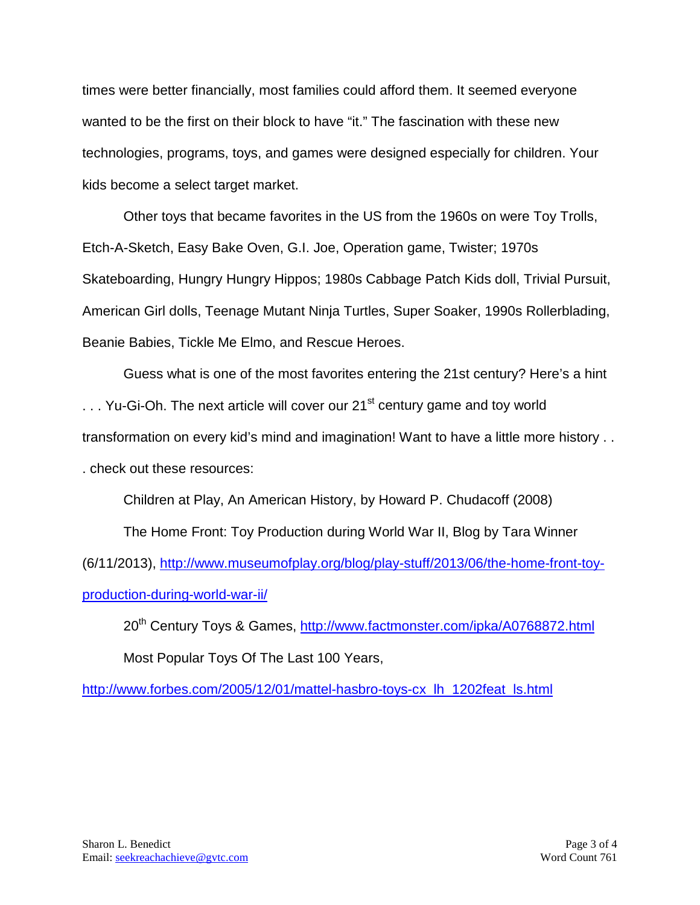times were better financially, most families could afford them. It seemed everyone wanted to be the first on their block to have "it." The fascination with these new technologies, programs, toys, and games were designed especially for children. Your kids become a select target market.

Other toys that became favorites in the US from the 1960s on were Toy Trolls, Etch-A-Sketch, Easy Bake Oven, G.I. Joe, Operation game, Twister; 1970s Skateboarding, Hungry Hungry Hippos; 1980s Cabbage Patch Kids doll, Trivial Pursuit, American Girl dolls, Teenage Mutant Ninja Turtles, Super Soaker, 1990s Rollerblading, Beanie Babies, Tickle Me Elmo, and Rescue Heroes.

Guess what is one of the most favorites entering the 21st century? Here's a hint . . . Yu-Gi-Oh. The next article will cover our 21st century game and toy world transformation on every kid's mind and imagination! Want to have a little more history . . . check out these resources:

Children at Play, An American History, by Howard P. Chudacoff (2008)

The Home Front: Toy Production during World War II, Blog by Tara Winner (6/11/2013), http://www.museumofplay.org/blog/play-stuff/2013/06/the-home-front-toy-production-during-world-war-ii/

20th Century Toys & Games, http://www.factmonster.com/ipka/A0768872.html

Most Popular Toys Of The Last 100 Years, http://www.forbes.com/2005/12/01/mattel-hasbro-toys-cx_lh_1202feat_ls.html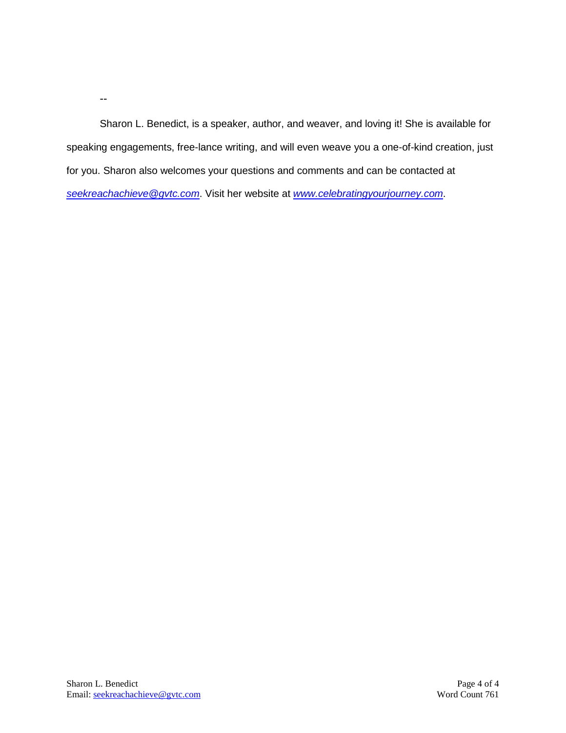--

Sharon L. Benedict, is a speaker, author, and weaver, and loving it! She is available for speaking engagements, free-lance writing, and will even weave you a one-of-kind creation, just for you. Sharon also welcomes your questions and comments and can be contacted at *seekreachachieve@gvtc.com*. Visit her website at *www.celebratingyourjourney.com*.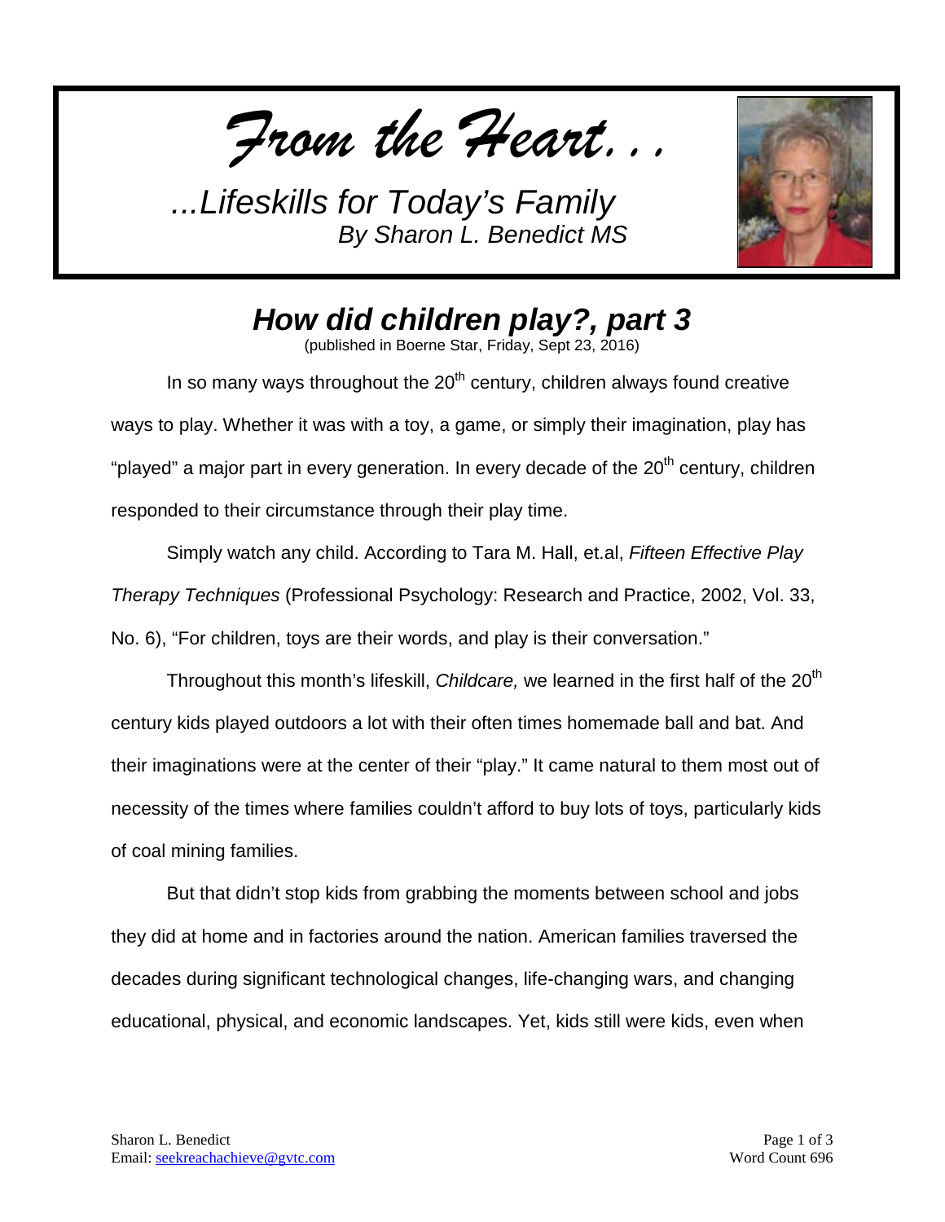*From the Heart…*

*...Lifeskills for Today's Family*
*By Sharon L. Benedict MS*

## *How did children play?, part 3*

(published in Boerne Star, Friday, Sept 23, 2016)

In so many ways throughout the 20th century, children always found creative ways to play. Whether it was with a toy, a game, or simply their imagination, play has "played" a major part in every generation. In every decade of the 20th century, children responded to their circumstance through their play time.

Simply watch any child. According to Tara M. Hall, et.al, *Fifteen Effective Play Therapy Techniques* (Professional Psychology: Research and Practice, 2002, Vol. 33, No. 6), "For children, toys are their words, and play is their conversation."

Throughout this month's lifeskill, *Childcare,* we learned in the first half of the 20th century kids played outdoors a lot with their often times homemade ball and bat. And their imaginations were at the center of their "play." It came natural to them most out of necessity of the times where families couldn't afford to buy lots of toys, particularly kids of coal mining families.

But that didn't stop kids from grabbing the moments between school and jobs they did at home and in factories around the nation. American families traversed the decades during significant technological changes, life-changing wars, and changing educational, physical, and economic landscapes. Yet, kids still were kids, even when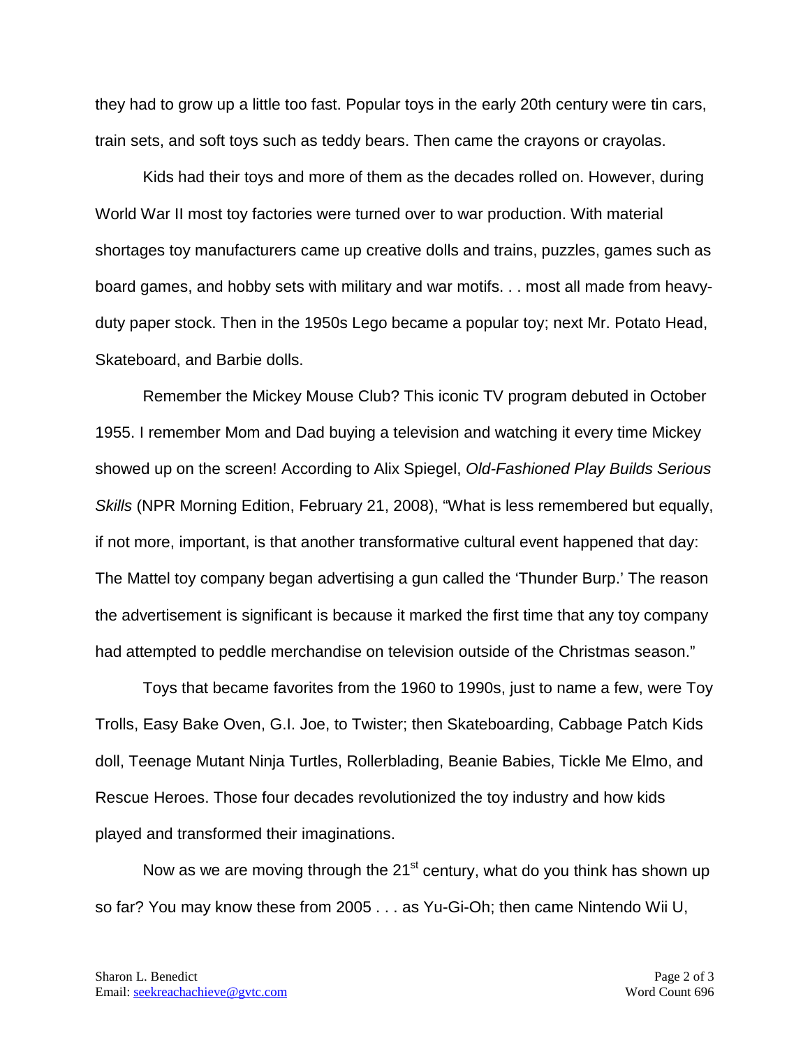they had to grow up a little too fast. Popular toys in the early 20th century were tin cars, train sets, and soft toys such as teddy bears. Then came the crayons or crayolas.

Kids had their toys and more of them as the decades rolled on. However, during World War II most toy factories were turned over to war production. With material shortages toy manufacturers came up creative dolls and trains, puzzles, games such as board games, and hobby sets with military and war motifs. . . most all made from heavy-duty paper stock. Then in the 1950s Lego became a popular toy; next Mr. Potato Head, Skateboard, and Barbie dolls.

Remember the Mickey Mouse Club? This iconic TV program debuted in October 1955. I remember Mom and Dad buying a television and watching it every time Mickey showed up on the screen! According to Alix Spiegel, *Old-Fashioned Play Builds Serious Skills* (NPR Morning Edition, February 21, 2008), "What is less remembered but equally, if not more, important, is that another transformative cultural event happened that day: The Mattel toy company began advertising a gun called the 'Thunder Burp.' The reason the advertisement is significant is because it marked the first time that any toy company had attempted to peddle merchandise on television outside of the Christmas season."

Toys that became favorites from the 1960 to 1990s, just to name a few, were Toy Trolls, Easy Bake Oven, G.I. Joe, to Twister; then Skateboarding, Cabbage Patch Kids doll, Teenage Mutant Ninja Turtles, Rollerblading, Beanie Babies, Tickle Me Elmo, and Rescue Heroes. Those four decades revolutionized the toy industry and how kids played and transformed their imaginations.

Now as we are moving through the 21st century, what do you think has shown up so far? You may know these from 2005 . . . as Yu-Gi-Oh; then came Nintendo Wii U,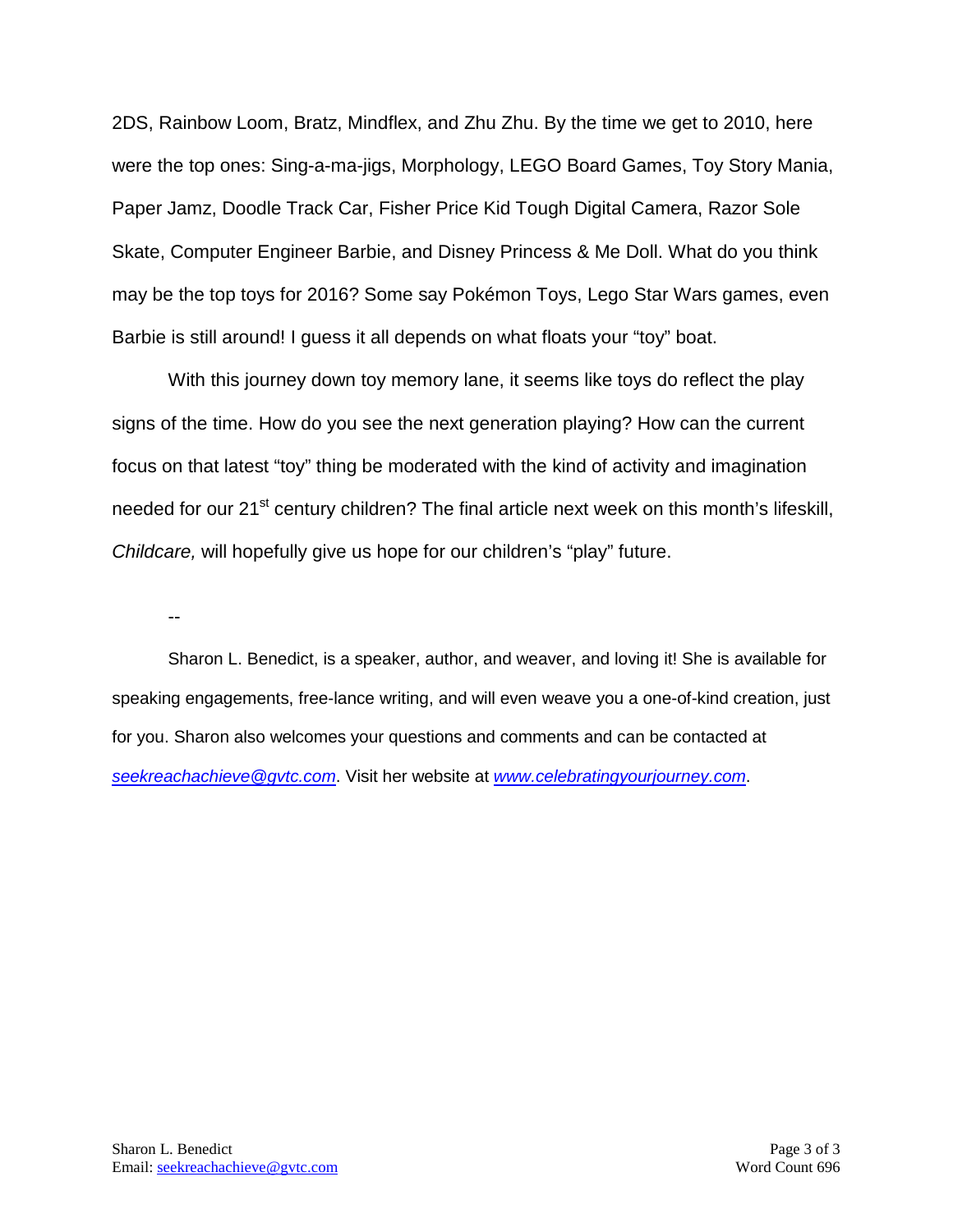2DS, Rainbow Loom, Bratz, Mindflex, and Zhu Zhu. By the time we get to 2010, here were the top ones: Sing-a-ma-jigs, Morphology, LEGO Board Games, Toy Story Mania, Paper Jamz, Doodle Track Car, Fisher Price Kid Tough Digital Camera, Razor Sole Skate, Computer Engineer Barbie, and Disney Princess & Me Doll. What do you think may be the top toys for 2016? Some say Pokémon Toys, Lego Star Wars games, even Barbie is still around! I guess it all depends on what floats your "toy" boat.

With this journey down toy memory lane, it seems like toys do reflect the play signs of the time. How do you see the next generation playing? How can the current focus on that latest "toy" thing be moderated with the kind of activity and imagination needed for our 21st century children? The final article next week on this month's lifeskill, *Childcare,* will hopefully give us hope for our children's "play" future.

--

Sharon L. Benedict, is a speaker, author, and weaver, and loving it! She is available for speaking engagements, free-lance writing, and will even weave you a one-of-kind creation, just for you. Sharon also welcomes your questions and comments and can be contacted at *seekreachachieve@gvtc.com*. Visit her website at *www.celebratingyourjourney.com*.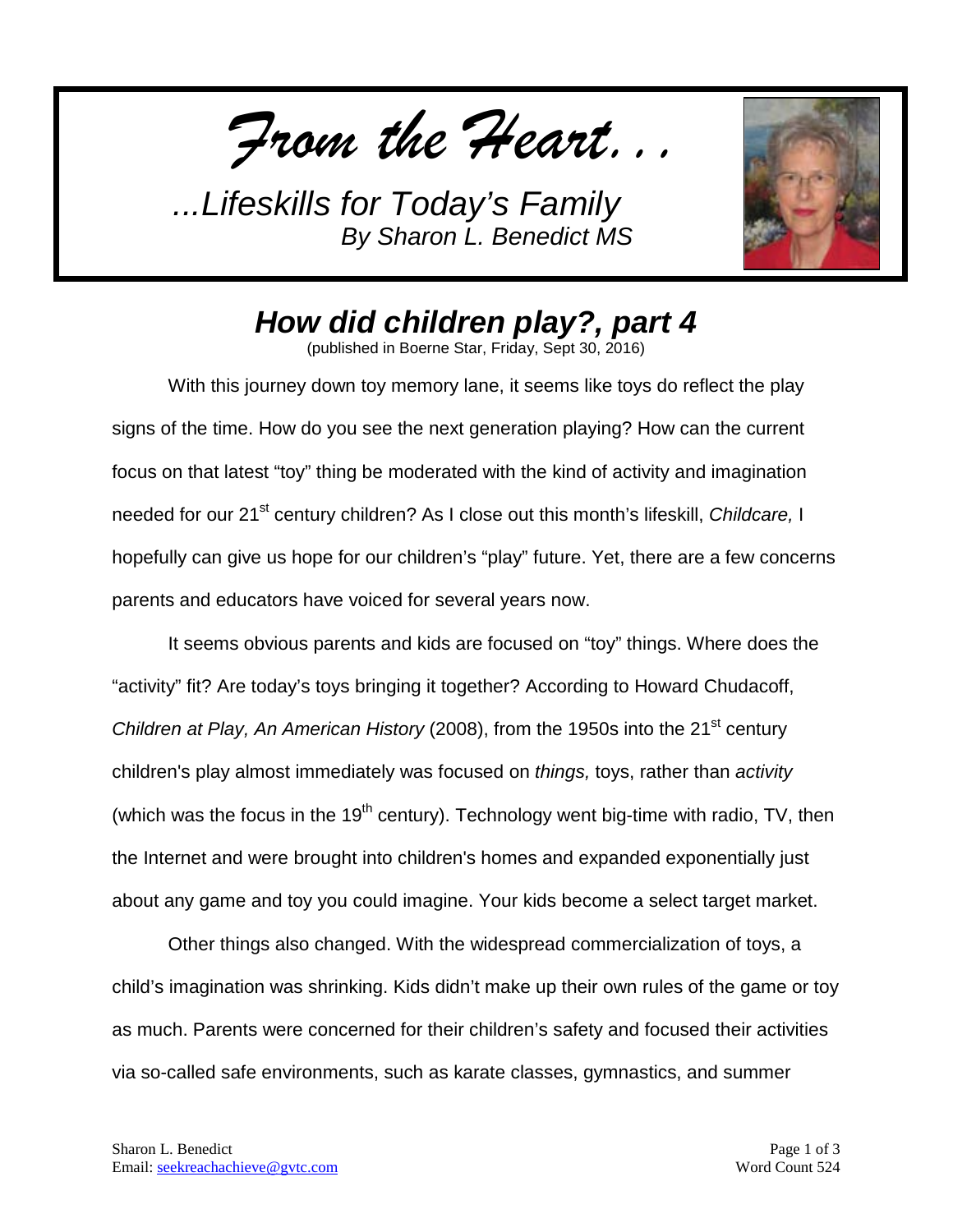# *From the Heart…*

*...Lifeskills for Today's Family*
*By Sharon L. Benedict MS*

## *How did children play?, part 4*

(published in Boerne Star, Friday, Sept 30, 2016)

With this journey down toy memory lane, it seems like toys do reflect the play signs of the time. How do you see the next generation playing? How can the current focus on that latest "toy" thing be moderated with the kind of activity and imagination needed for our 21st century children? As I close out this month's lifeskill, *Childcare,* I hopefully can give us hope for our children's "play" future. Yet, there are a few concerns parents and educators have voiced for several years now.

It seems obvious parents and kids are focused on "toy" things. Where does the "activity" fit? Are today's toys bringing it together? According to Howard Chudacoff, *Children at Play, An American History* (2008), from the 1950s into the 21st century children's play almost immediately was focused on *things,* toys, rather than *activity* (which was the focus in the 19th century). Technology went big-time with radio, TV, then the Internet and were brought into children's homes and expanded exponentially just about any game and toy you could imagine. Your kids become a select target market.

Other things also changed. With the widespread commercialization of toys, a child's imagination was shrinking. Kids didn't make up their own rules of the game or toy as much. Parents were concerned for their children's safety and focused their activities via so-called safe environments, such as karate classes, gymnastics, and summer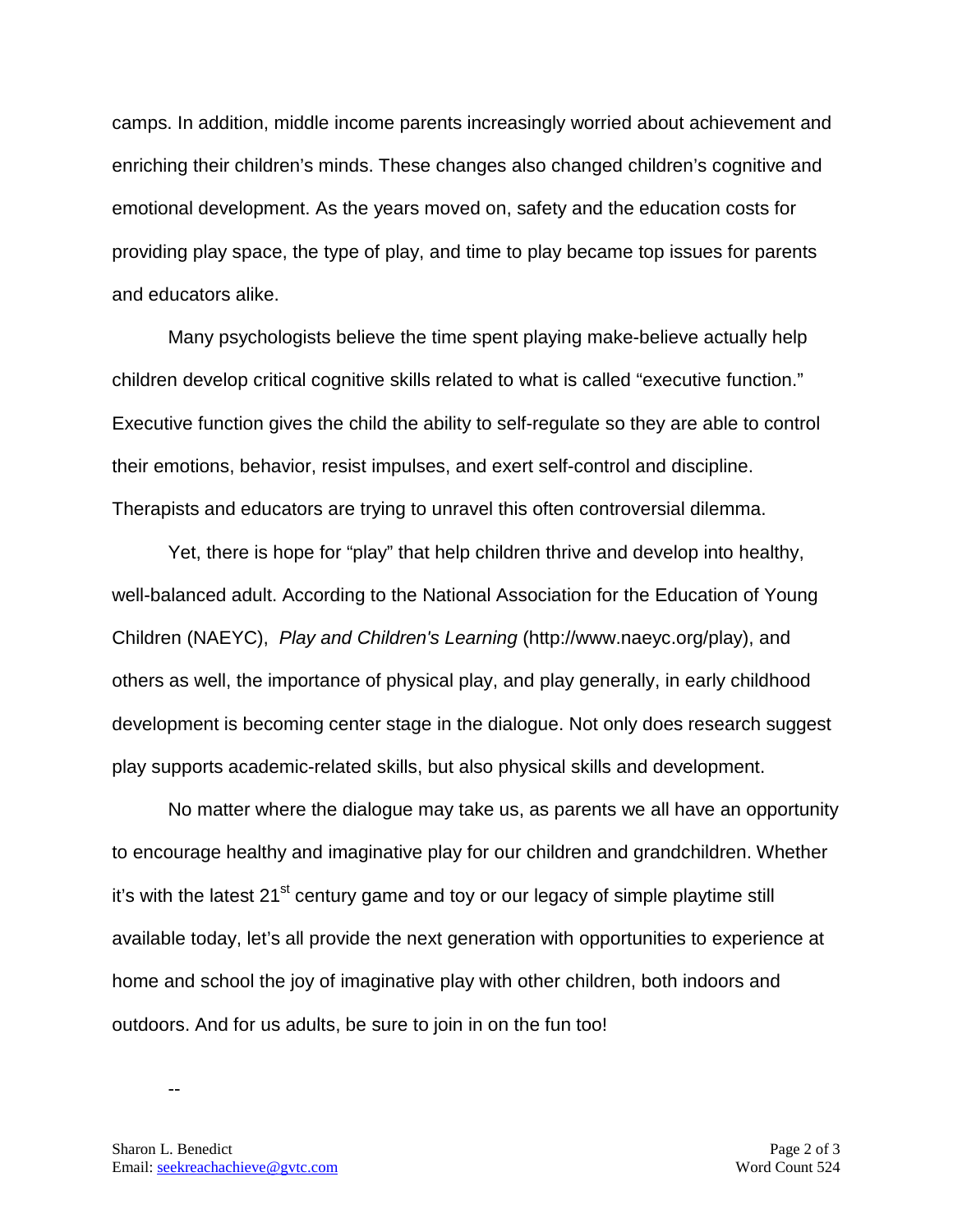camps. In addition, middle income parents increasingly worried about achievement and enriching their children's minds. These changes also changed children's cognitive and emotional development. As the years moved on, safety and the education costs for providing play space, the type of play, and time to play became top issues for parents and educators alike.

Many psychologists believe the time spent playing make-believe actually help children develop critical cognitive skills related to what is called "executive function." Executive function gives the child the ability to self-regulate so they are able to control their emotions, behavior, resist impulses, and exert self-control and discipline. Therapists and educators are trying to unravel this often controversial dilemma.

Yet, there is hope for "play" that help children thrive and develop into healthy, well-balanced adult. According to the National Association for the Education of Young Children (NAEYC), *Play and Children's Learning* (http://www.naeyc.org/play), and others as well, the importance of physical play, and play generally, in early childhood development is becoming center stage in the dialogue. Not only does research suggest play supports academic-related skills, but also physical skills and development.

No matter where the dialogue may take us, as parents we all have an opportunity to encourage healthy and imaginative play for our children and grandchildren. Whether it's with the latest 21st century game and toy or our legacy of simple playtime still available today, let's all provide the next generation with opportunities to experience at home and school the joy of imaginative play with other children, both indoors and outdoors. And for us adults, be sure to join in on the fun too!

--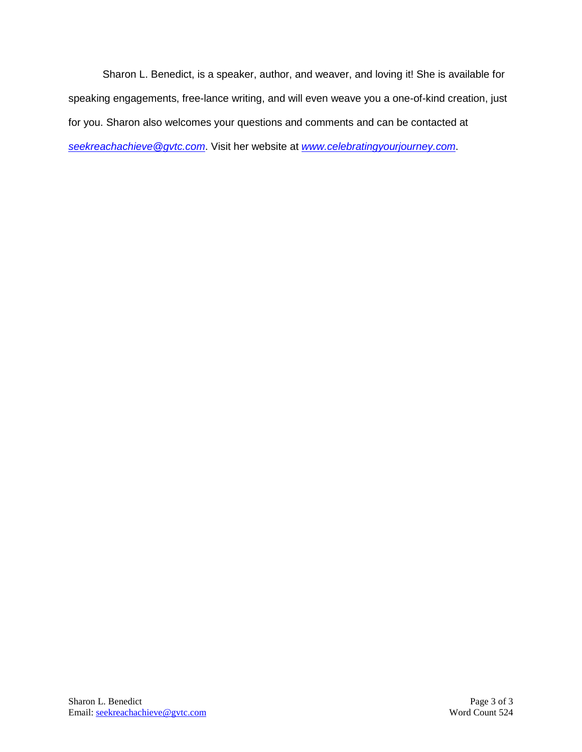Sharon L. Benedict, is a speaker, author, and weaver, and loving it! She is available for speaking engagements, free-lance writing, and will even weave you a one-of-kind creation, just for you. Sharon also welcomes your questions and comments and can be contacted at *seekreachachieve@gvtc.com*. Visit her website at *www.celebratingyourjourney.com*.